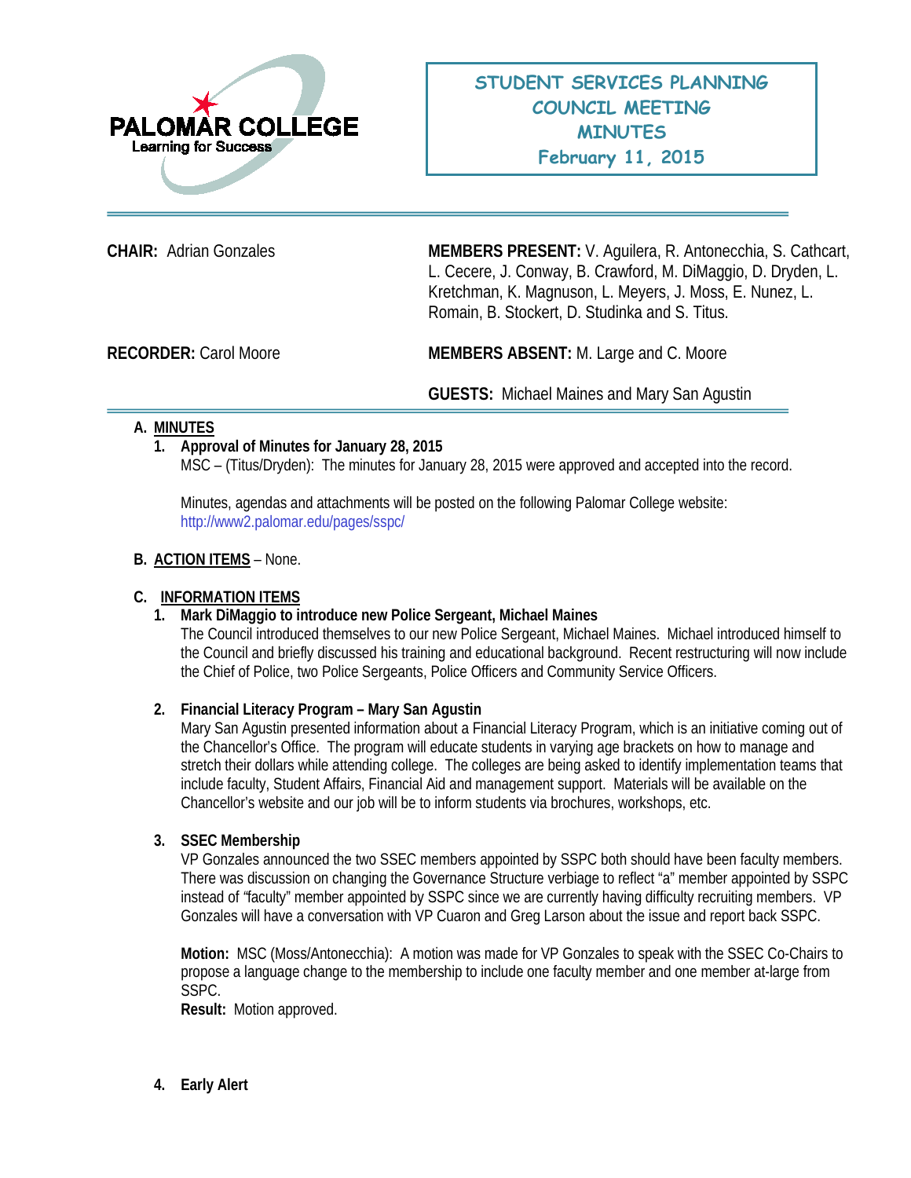PALOMAR COLLEGE
Learning for Success

# STUDENT SERVICES PLANNING COUNCIL MEETING MINUTES
## February 11, 2015

**CHAIR:** Adrian Gonzales

**MEMBERS PRESENT:** V. Aguilera, R. Antonecchia, S. Cathcart, L. Cecere, J. Conway, B. Crawford, M. DiMaggio, D. Dryden, L. Kretchman, K. Magnuson, L. Meyers, J. Moss, E. Nunez, L. Romain, B. Stockert, D. Studinka and S. Titus.

**RECORDER:** Carol Moore

**MEMBERS ABSENT:** M. Large and C. Moore

**GUESTS:** Michael Maines and Mary San Agustin

---

**A. MINUTES**

1. **Approval of Minutes for January 28, 2015**
   MSC – (Titus/Dryden): The minutes for January 28, 2015 were approved and accepted into the record.

   Minutes, agendas and attachments will be posted on the following Palomar College website: http://www2.palomar.edu/pages/sspc/

**B. ACTION ITEMS** – None.

**C. INFORMATION ITEMS**

1. **Mark DiMaggio to introduce new Police Sergeant, Michael Maines**
   The Council introduced themselves to our new Police Sergeant, Michael Maines. Michael introduced himself to the Council and briefly discussed his training and educational background. Recent restructuring will now include the Chief of Police, two Police Sergeants, Police Officers and Community Service Officers.

2. **Financial Literacy Program – Mary San Agustin**
   Mary San Agustin presented information about a Financial Literacy Program, which is an initiative coming out of the Chancellor's Office. The program will educate students in varying age brackets on how to manage and stretch their dollars while attending college. The colleges are being asked to identify implementation teams that include faculty, Student Affairs, Financial Aid and management support. Materials will be available on the Chancellor's website and our job will be to inform students via brochures, workshops, etc.

3. **SSEC Membership**
   VP Gonzales announced the two SSEC members appointed by SSPC both should have been faculty members. There was discussion on changing the Governance Structure verbiage to reflect "a" member appointed by SSPC instead of "faculty" member appointed by SSPC since we are currently having difficulty recruiting members. VP Gonzales will have a conversation with VP Cuaron and Greg Larson about the issue and report back SSPC.

   **Motion:** MSC (Moss/Antonecchia): A motion was made for VP Gonzales to speak with the SSEC Co-Chairs to propose a language change to the membership to include one faculty member and one member at-large from SSPC.
   **Result:** Motion approved.

4. **Early Alert**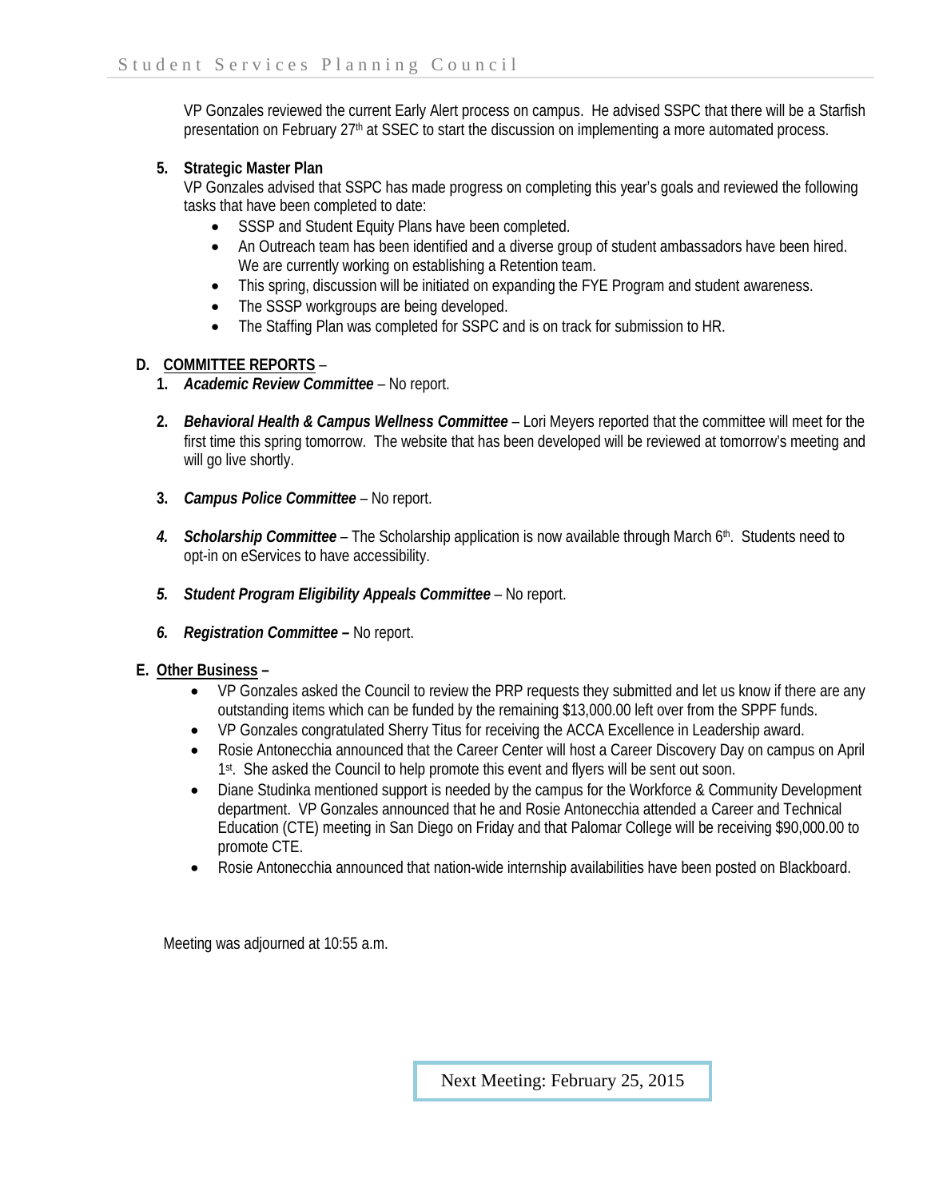VP Gonzales reviewed the current Early Alert process on campus. He advised SSPC that there will be a Starfish presentation on February 27th at SSEC to start the discussion on implementing a more automated process.

5. **Strategic Master Plan**
   VP Gonzales advised that SSPC has made progress on completing this year's goals and reviewed the following tasks that have been completed to date:
   - SSSP and Student Equity Plans have been completed.
   - An Outreach team has been identified and a diverse group of student ambassadors have been hired. We are currently working on establishing a Retention team.
   - This spring, discussion will be initiated on expanding the FYE Program and student awareness.
   - The SSSP workgroups are being developed.
   - The Staffing Plan was completed for SSPC and is on track for submission to HR.

**D. COMMITTEE REPORTS** –

1. ***Academic Review Committee*** – No report.

2. ***Behavioral Health & Campus Wellness Committee*** – Lori Meyers reported that the committee will meet for the first time this spring tomorrow. The website that has been developed will be reviewed at tomorrow's meeting and will go live shortly.

3. ***Campus Police Committee*** – No report.

4. ***Scholarship Committee*** – The Scholarship application is now available through March 6th. Students need to opt-in on eServices to have accessibility.

5. ***Student Program Eligibility Appeals Committee*** – No report.

6. ***Registration Committee –*** No report.

**E. Other Business –**

- VP Gonzales asked the Council to review the PRP requests they submitted and let us know if there are any outstanding items which can be funded by the remaining $13,000.00 left over from the SPPF funds.
- VP Gonzales congratulated Sherry Titus for receiving the ACCA Excellence in Leadership award.
- Rosie Antonecchia announced that the Career Center will host a Career Discovery Day on campus on April 1st. She asked the Council to help promote this event and flyers will be sent out soon.
- Diane Studinka mentioned support is needed by the campus for the Workforce & Community Development department. VP Gonzales announced that he and Rosie Antonecchia attended a Career and Technical Education (CTE) meeting in San Diego on Friday and that Palomar College will be receiving $90,000.00 to promote CTE.
- Rosie Antonecchia announced that nation-wide internship availabilities have been posted on Blackboard.

Meeting was adjourned at 10:55 a.m.

Next Meeting: February 25, 2015